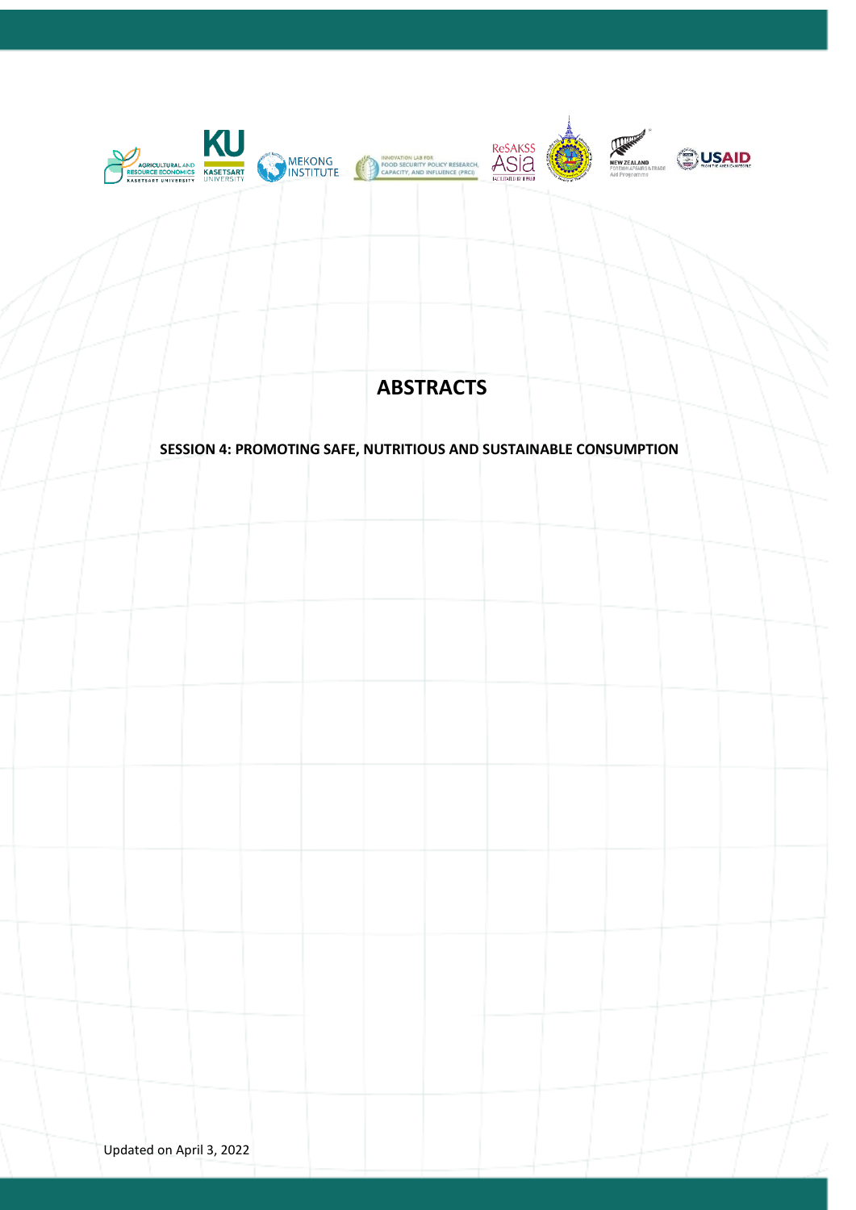# ABSTRACTS

**SESSION 4: PROMOTING SAFE, NUTRITIOUS AND SUSTAINABLE CONSUMPTION**

Updated on April 3, 2022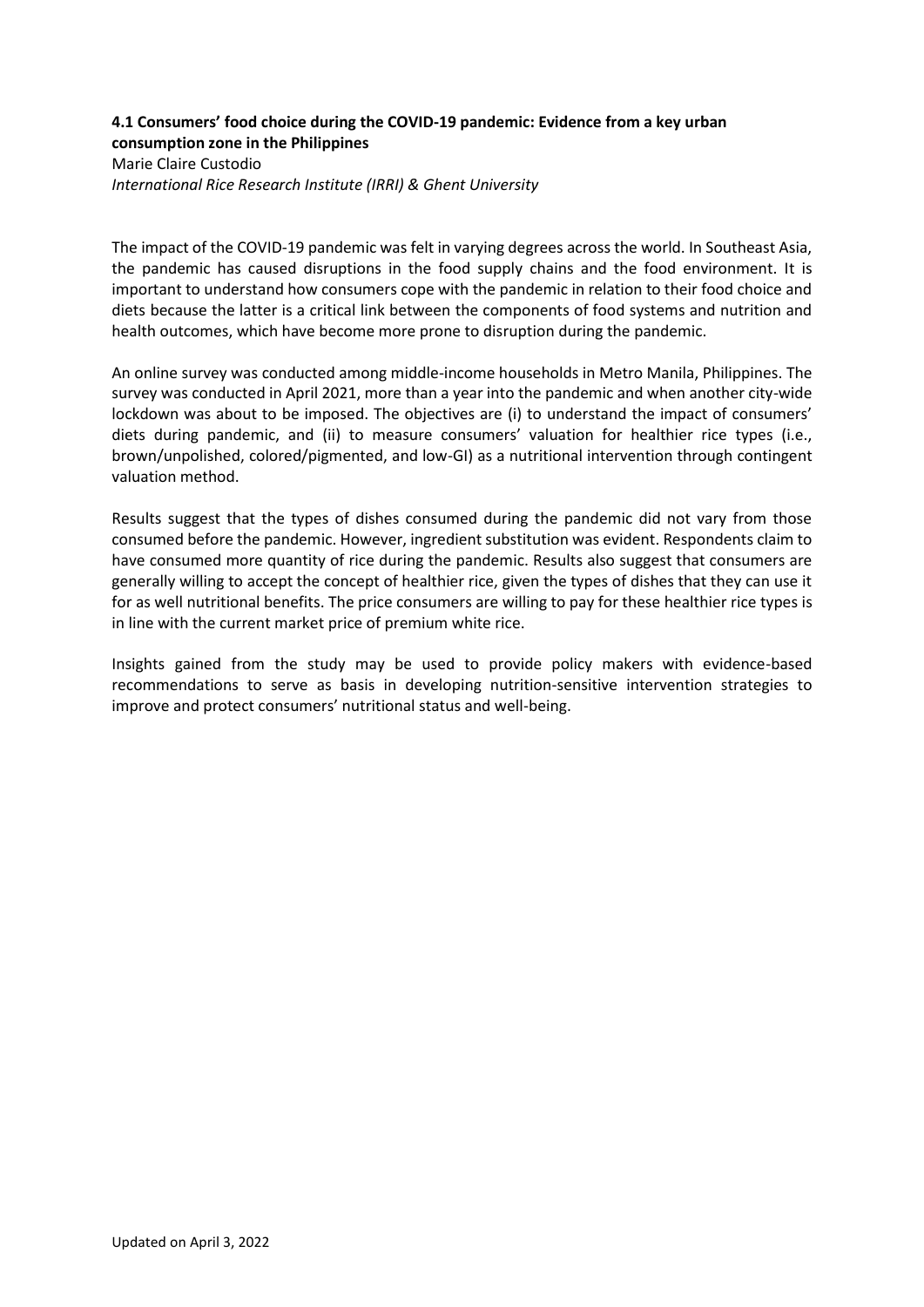**4.1 Consumers' food choice during the COVID-19 pandemic: Evidence from a key urban consumption zone in the Philippines**

Marie Claire Custodio

*International Rice Research Institute (IRRI) & Ghent University*

The impact of the COVID-19 pandemic was felt in varying degrees across the world. In Southeast Asia, the pandemic has caused disruptions in the food supply chains and the food environment. It is important to understand how consumers cope with the pandemic in relation to their food choice and diets because the latter is a critical link between the components of food systems and nutrition and health outcomes, which have become more prone to disruption during the pandemic.

An online survey was conducted among middle-income households in Metro Manila, Philippines. The survey was conducted in April 2021, more than a year into the pandemic and when another city-wide lockdown was about to be imposed. The objectives are (i) to understand the impact of consumers' diets during pandemic, and (ii) to measure consumers' valuation for healthier rice types (i.e., brown/unpolished, colored/pigmented, and low-GI) as a nutritional intervention through contingent valuation method.

Results suggest that the types of dishes consumed during the pandemic did not vary from those consumed before the pandemic. However, ingredient substitution was evident. Respondents claim to have consumed more quantity of rice during the pandemic. Results also suggest that consumers are generally willing to accept the concept of healthier rice, given the types of dishes that they can use it for as well nutritional benefits. The price consumers are willing to pay for these healthier rice types is in line with the current market price of premium white rice.

Insights gained from the study may be used to provide policy makers with evidence-based recommendations to serve as basis in developing nutrition-sensitive intervention strategies to improve and protect consumers' nutritional status and well-being.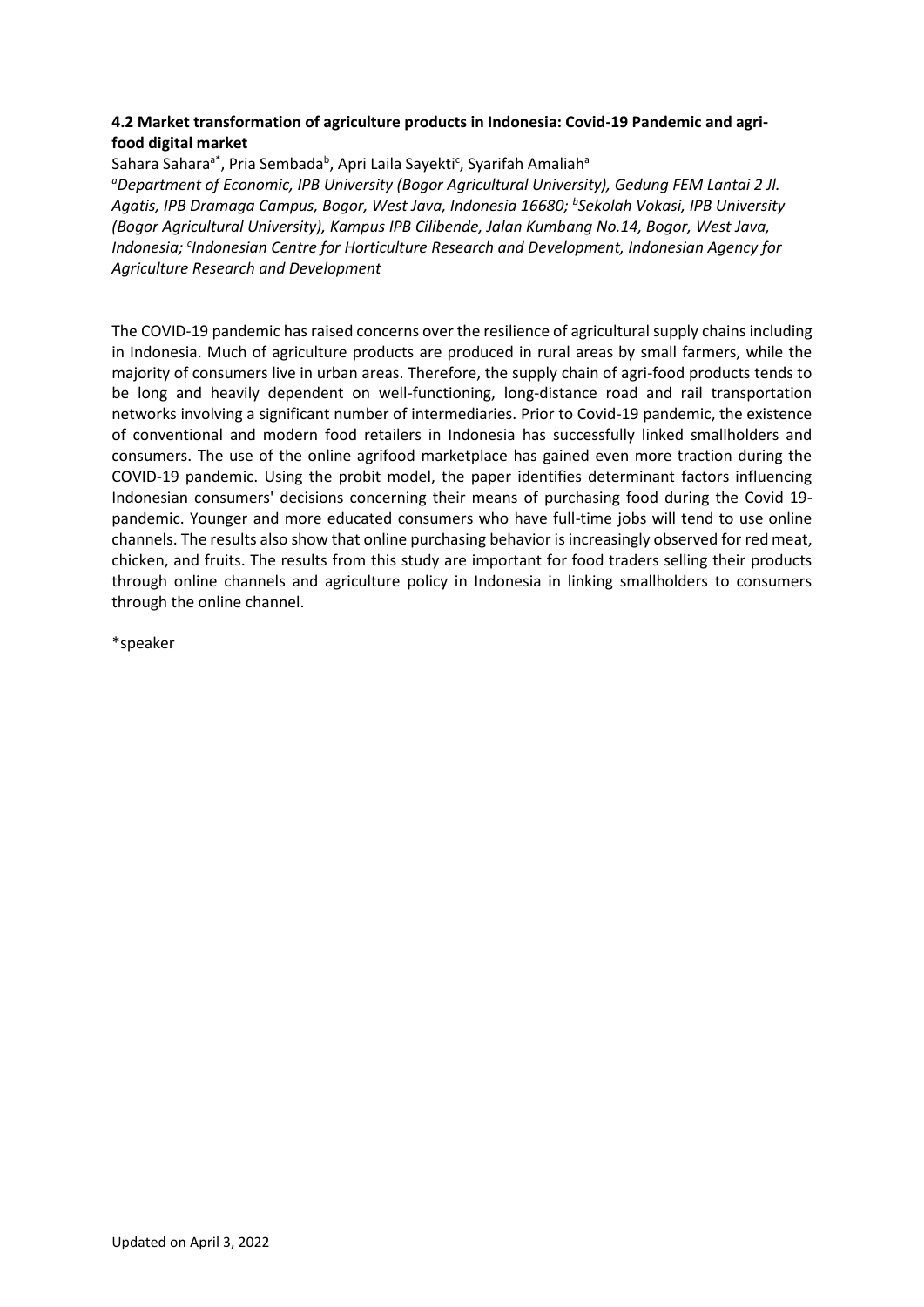### 4.2 Market transformation of agriculture products in Indonesia: Covid-19 Pandemic and agri-food digital market

Sahara Sahara[a*], Pria Sembada[b], Apri Laila Sayekti[c], Syarifah Amaliah[a]

*[a]Department of Economic, IPB University (Bogor Agricultural University), Gedung FEM Lantai 2 Jl. Agatis, IPB Dramaga Campus, Bogor, West Java, Indonesia 16680; [b]Sekolah Vokasi, IPB University (Bogor Agricultural University), Kampus IPB Cilibende, Jalan Kumbang No.14, Bogor, West Java, Indonesia; [c]Indonesian Centre for Horticulture Research and Development, Indonesian Agency for Agriculture Research and Development*

The COVID-19 pandemic has raised concerns over the resilience of agricultural supply chains including in Indonesia. Much of agriculture products are produced in rural areas by small farmers, while the majority of consumers live in urban areas. Therefore, the supply chain of agri-food products tends to be long and heavily dependent on well-functioning, long-distance road and rail transportation networks involving a significant number of intermediaries. Prior to Covid-19 pandemic, the existence of conventional and modern food retailers in Indonesia has successfully linked smallholders and consumers. The use of the online agrifood marketplace has gained even more traction during the COVID-19 pandemic. Using the probit model, the paper identifies determinant factors influencing Indonesian consumers' decisions concerning their means of purchasing food during the Covid 19-pandemic. Younger and more educated consumers who have full-time jobs will tend to use online channels. The results also show that online purchasing behavior is increasingly observed for red meat, chicken, and fruits. The results from this study are important for food traders selling their products through online channels and agriculture policy in Indonesia in linking smallholders to consumers through the online channel.

*speaker

Updated on April 3, 2022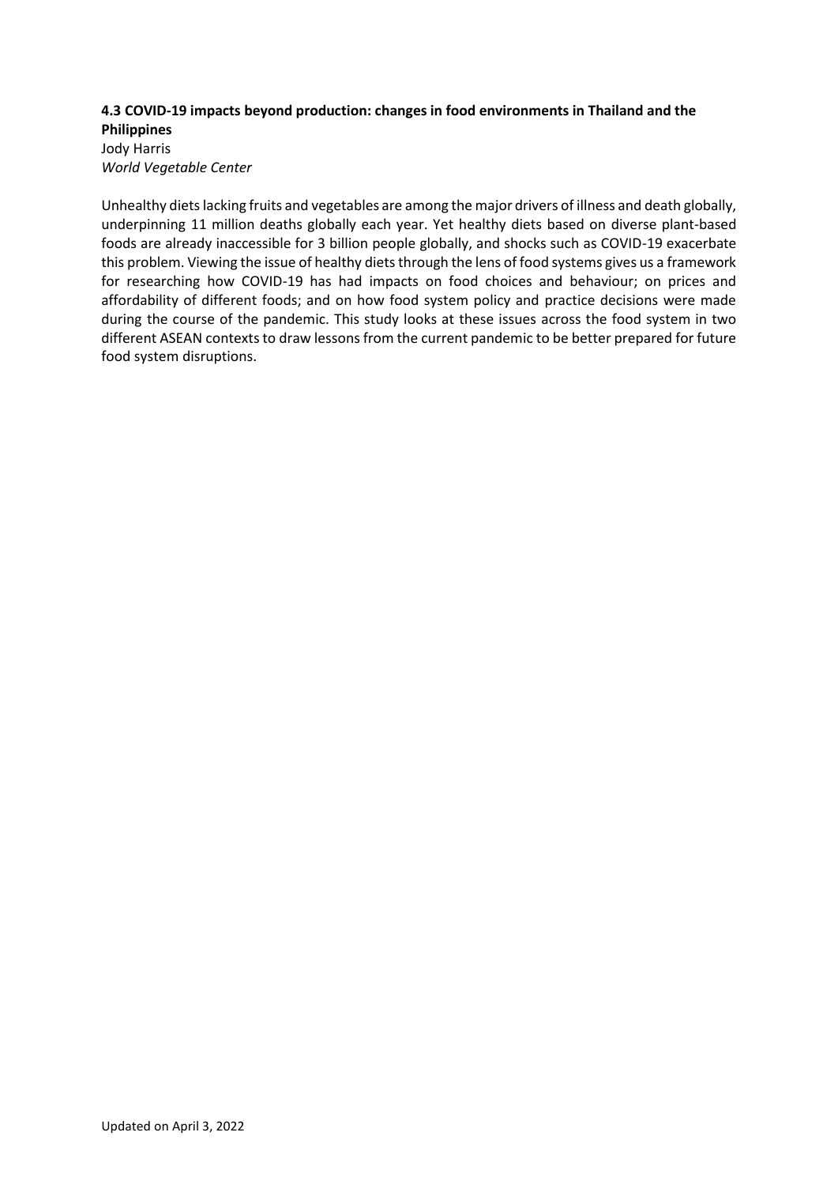### 4.3 COVID-19 impacts beyond production: changes in food environments in Thailand and the Philippines

Jody Harris

*World Vegetable Center*

Unhealthy diets lacking fruits and vegetables are among the major drivers of illness and death globally, underpinning 11 million deaths globally each year. Yet healthy diets based on diverse plant-based foods are already inaccessible for 3 billion people globally, and shocks such as COVID-19 exacerbate this problem. Viewing the issue of healthy diets through the lens of food systems gives us a framework for researching how COVID-19 has had impacts on food choices and behaviour; on prices and affordability of different foods; and on how food system policy and practice decisions were made during the course of the pandemic. This study looks at these issues across the food system in two different ASEAN contexts to draw lessons from the current pandemic to be better prepared for future food system disruptions.

Updated on April 3, 2022